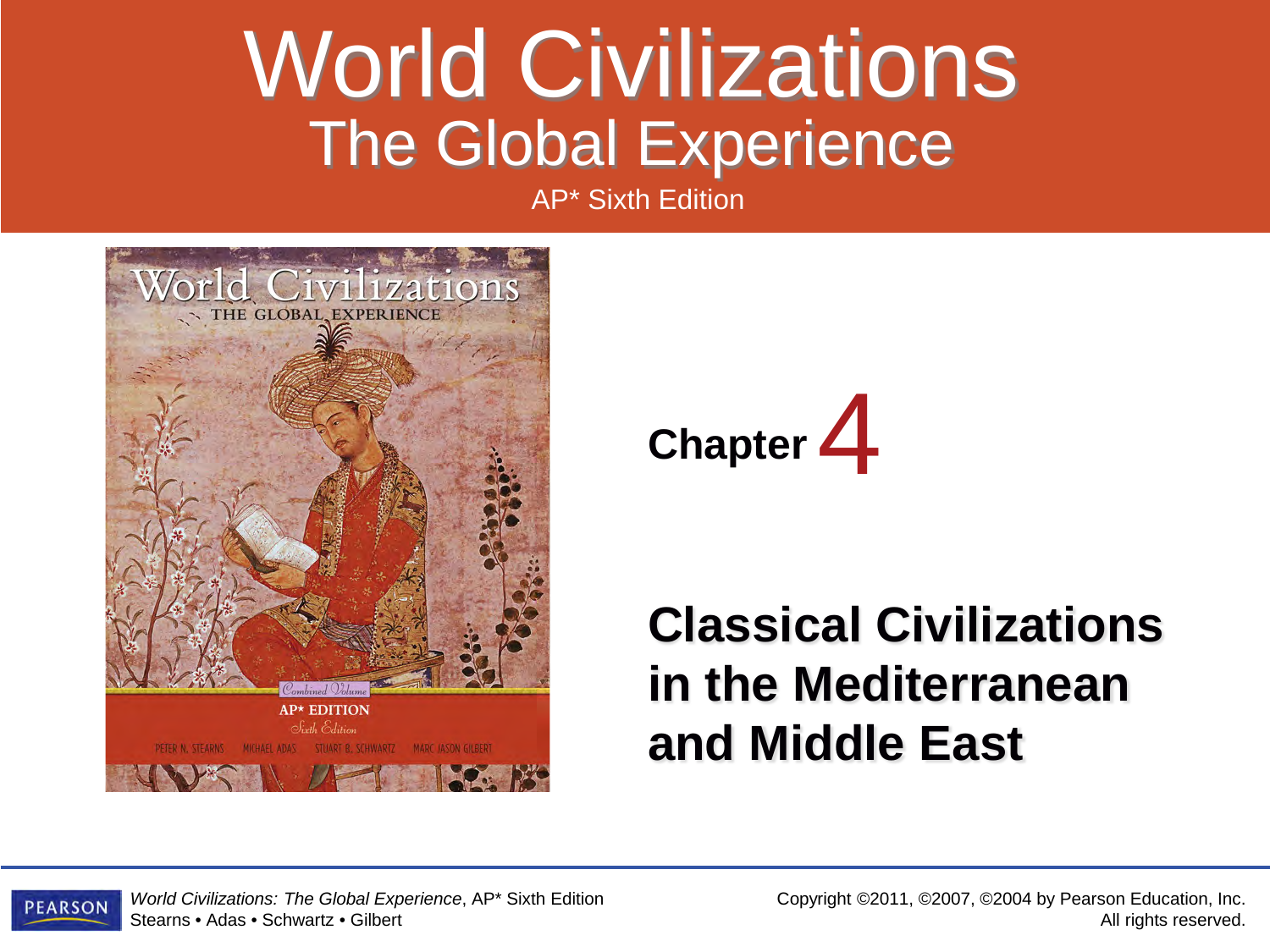# World Civilizations

## The Global Experience

AP* Sixth Edition

## Chapter 4

# Classical Civilizations in the Mediterranean and Middle East

*World Civilizations: The Global Experience*, AP* Sixth Edition
Stearns • Adas • Schwartz • Gilbert

Copyright ©2011, ©2007, ©2004 by Pearson Education, Inc.
All rights reserved.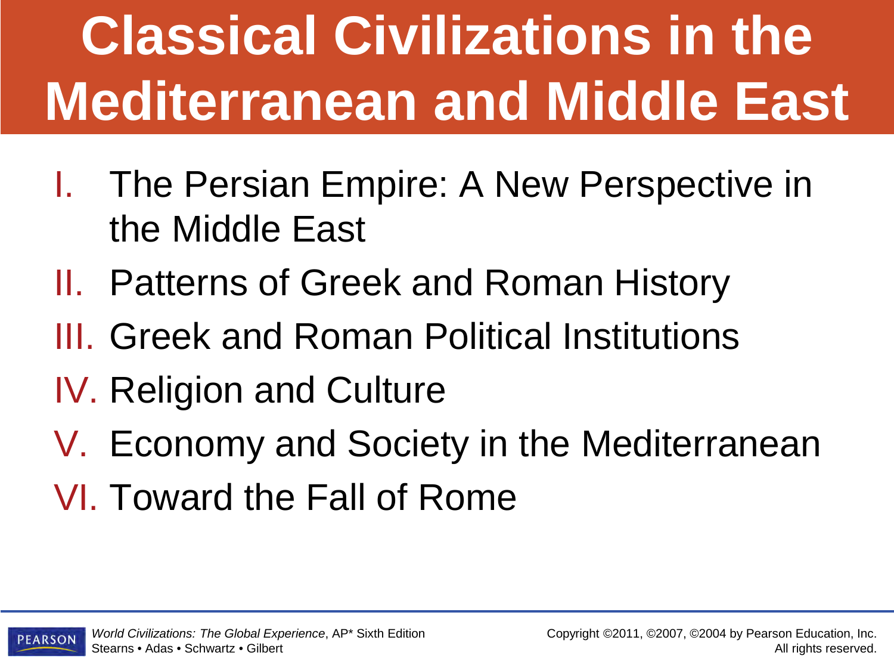# Classical Civilizations in the Mediterranean and Middle East

I. The Persian Empire: A New Perspective in the Middle East
II. Patterns of Greek and Roman History
III. Greek and Roman Political Institutions
IV. Religion and Culture
V. Economy and Society in the Mediterranean
VI. Toward the Fall of Rome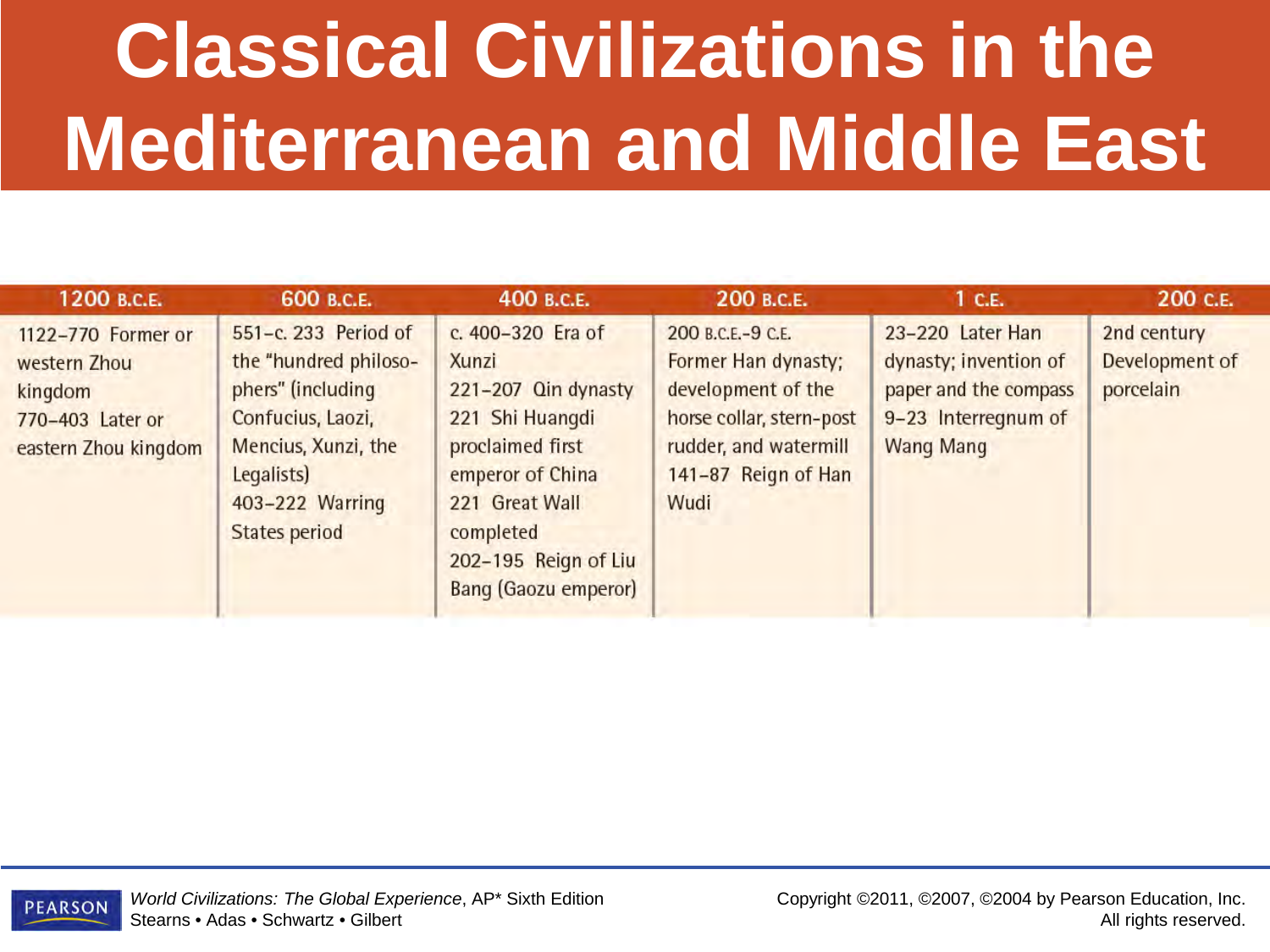# Classical Civilizations in the Mediterranean and Middle East

| 1200 B.C.E. | 600 B.C.E. | 400 B.C.E. | 200 B.C.E. | 1 C.E. | 200 C.E. |
|---|---|---|---|---|---|
| 1122–770 Former or western Zhou kingdom<br>770–403 Later or eastern Zhou kingdom | 551–c. 233 Period of the "hundred philosophers" (including Confucius, Laozi, Mencius, Xunzi, the Legalists)<br>403–222 Warring States period | c. 400–320 Era of Xunzi<br>221–207 Qin dynasty<br>221 Shi Huangdi proclaimed first emperor of China<br>221 Great Wall completed<br>202–195 Reign of Liu Bang (Gaozu emperor) | 200 B.C.E.–9 C.E. Former Han dynasty; development of the horse collar, stern-post rudder, and watermill<br>141–87 Reign of Han Wudi | 23–220 Later Han dynasty; invention of paper and the compass<br>9–23 Interregnum of Wang Mang | 2nd century Development of porcelain |

*World Civilizations: The Global Experience*, AP* Sixth Edition
Stearns • Adas • Schwartz • Gilbert

Copyright ©2011, ©2007, ©2004 by Pearson Education, Inc.
All rights reserved.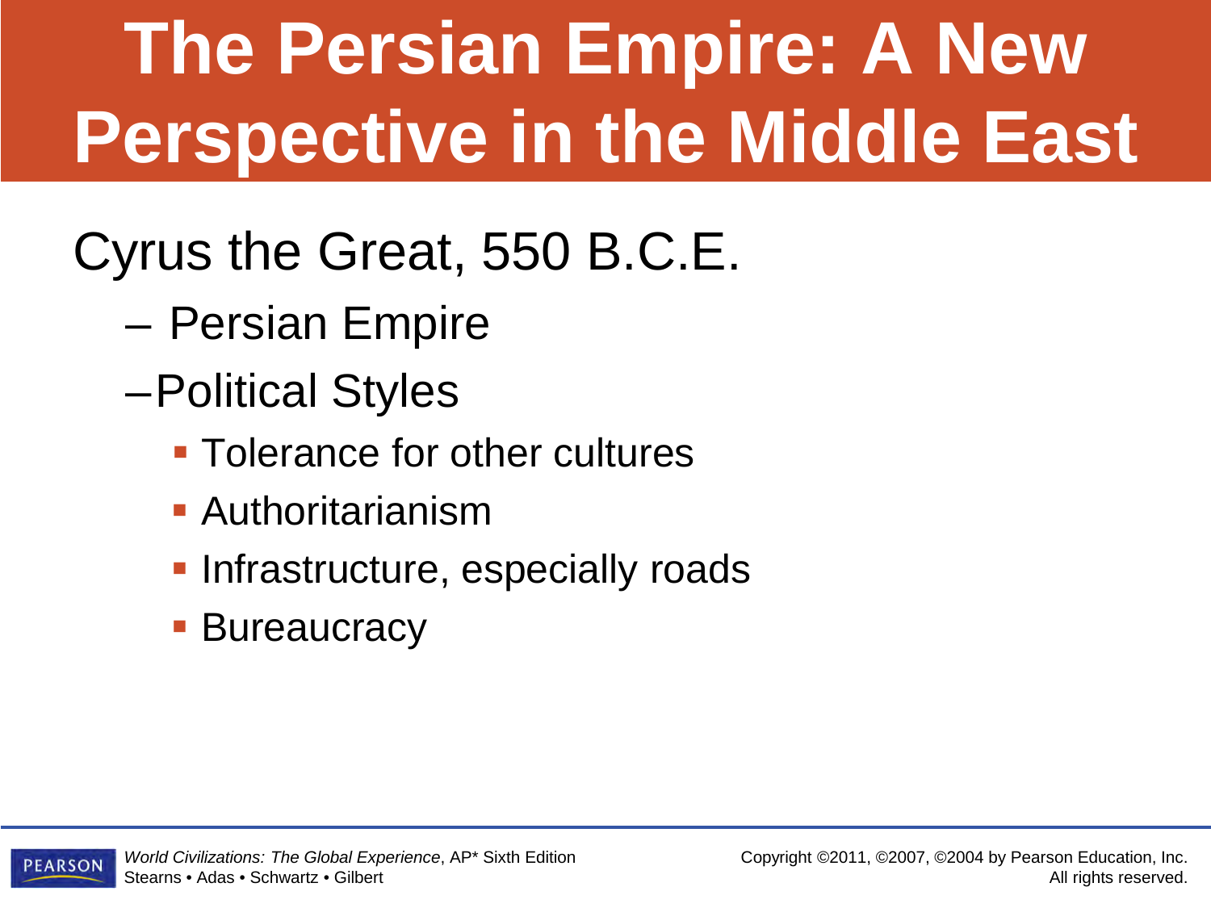# The Persian Empire: A New Perspective in the Middle East

- Cyrus the Great, 550 B.C.E.
  - Persian Empire
  - Political Styles
    - Tolerance for other cultures
    - Authoritarianism
    - Infrastructure, especially roads
    - Bureaucracy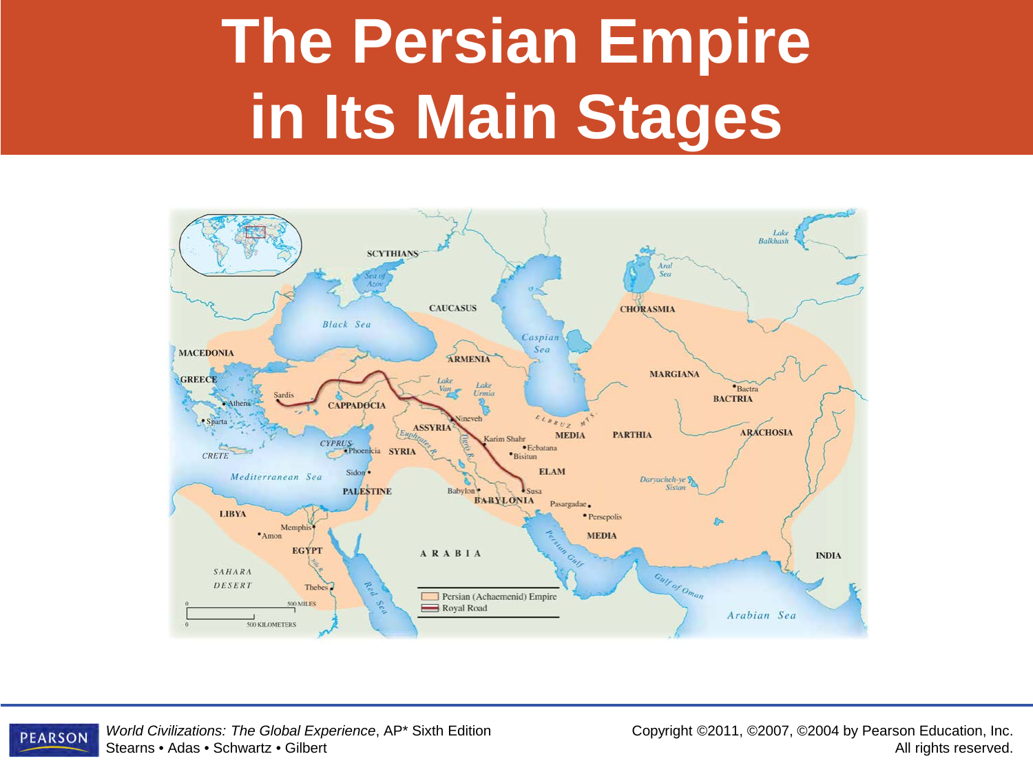# The Persian Empire in Its Main Stages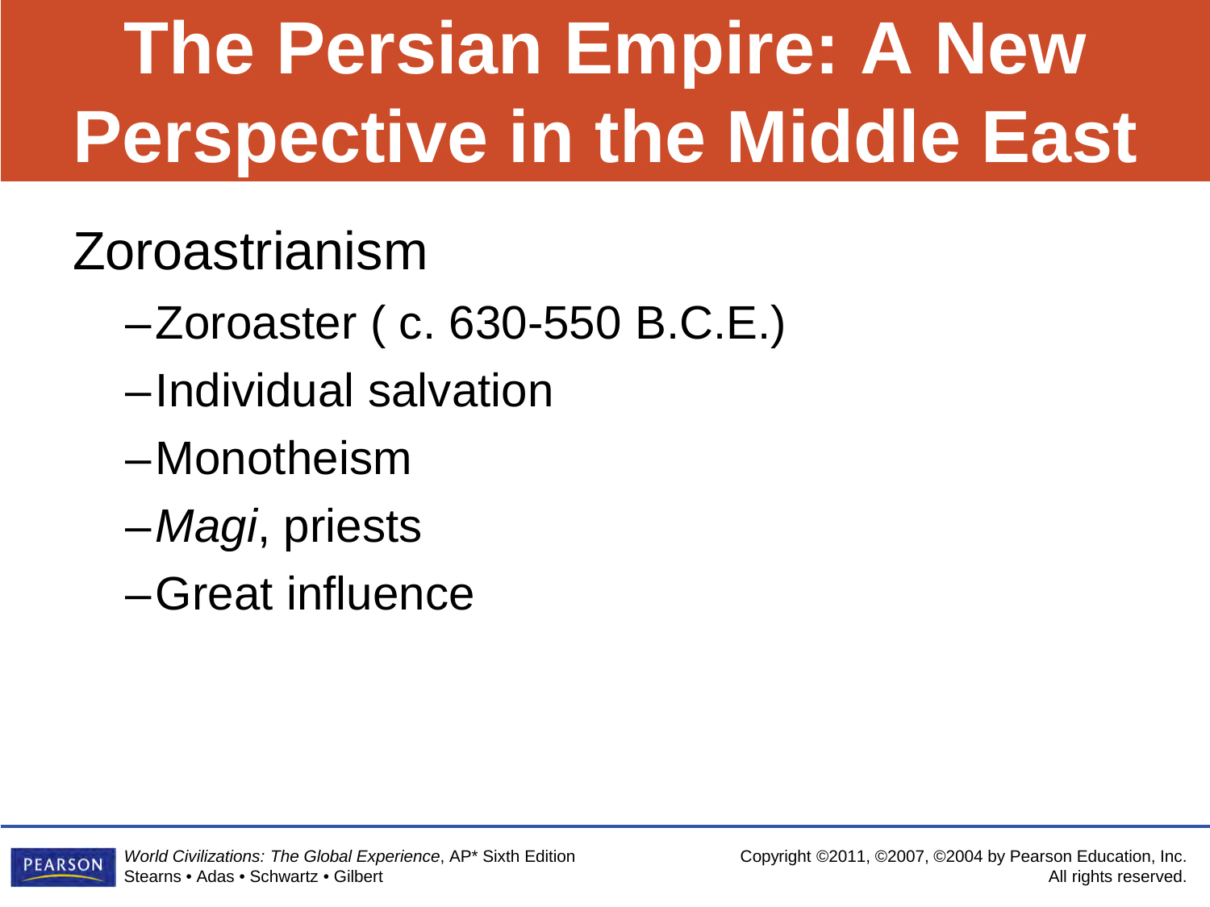# The Persian Empire: A New Perspective in the Middle East

Zoroastrianism

- Zoroaster ( c. 630-550 B.C.E.)
- Individual salvation
- Monotheism
- *Magi*, priests
- Great influence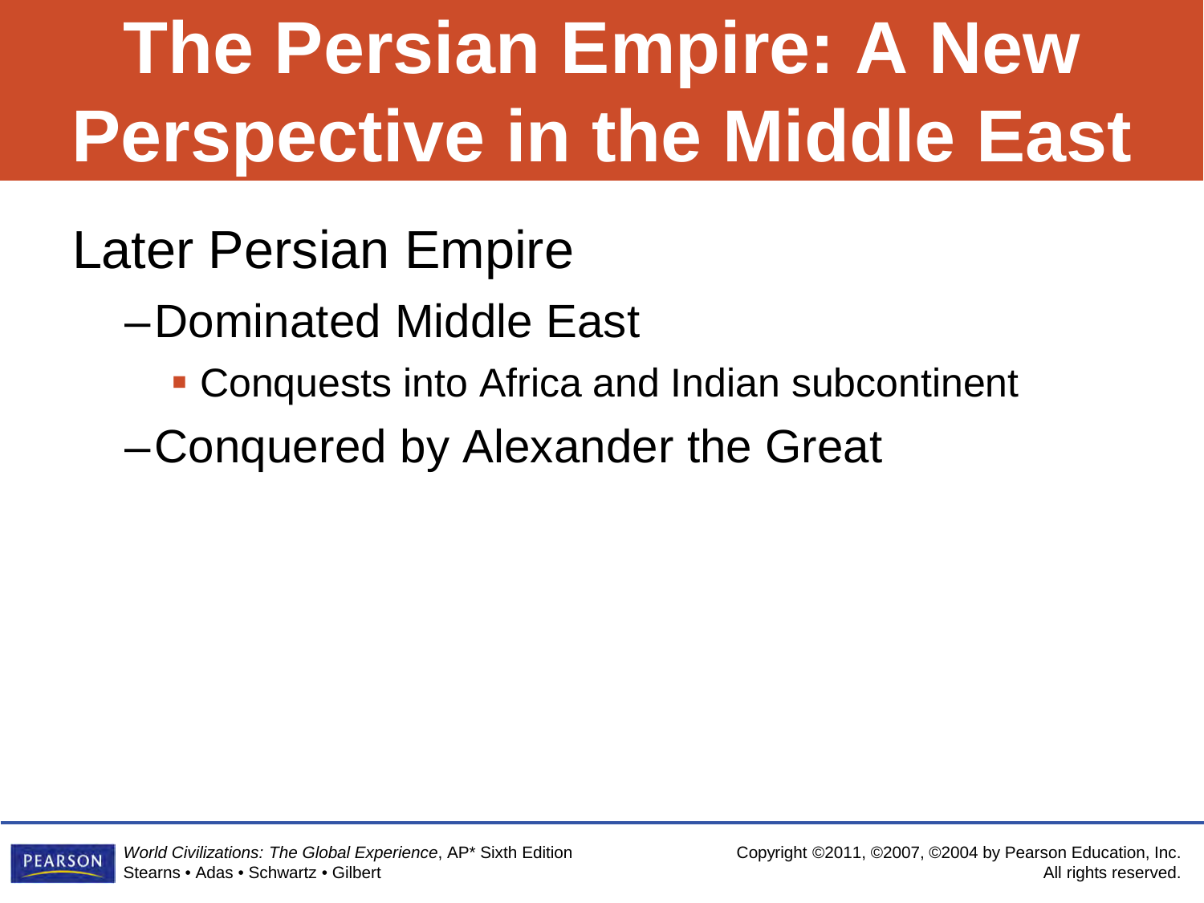# The Persian Empire: A New Perspective in the Middle East

- Later Persian Empire
  - Dominated Middle East
    - Conquests into Africa and Indian subcontinent
  - Conquered by Alexander the Great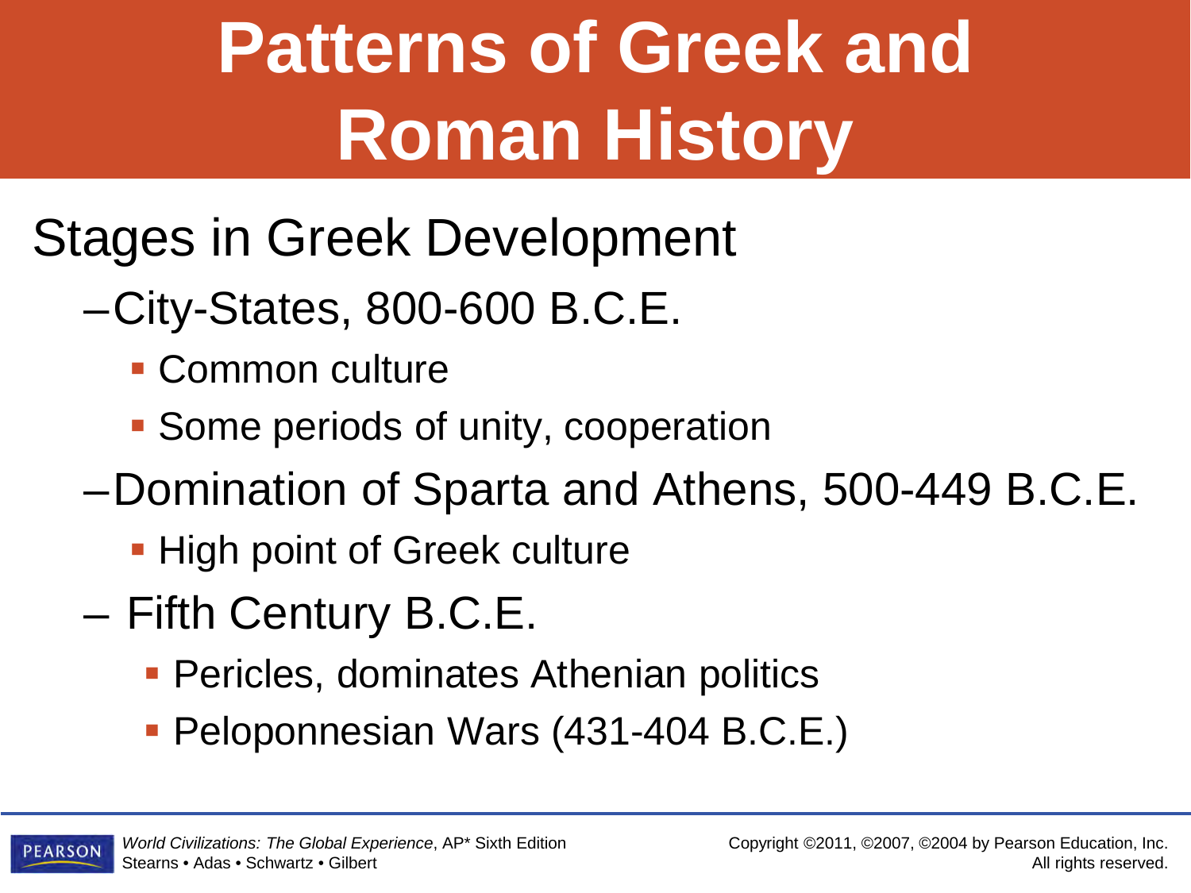# Patterns of Greek and Roman History

## Stages in Greek Development

- City-States, 800-600 B.C.E.
  - Common culture
  - Some periods of unity, cooperation
- Domination of Sparta and Athens, 500-449 B.C.E.
  - High point of Greek culture
- Fifth Century B.C.E.
  - Pericles, dominates Athenian politics
  - Peloponnesian Wars (431-404 B.C.E.)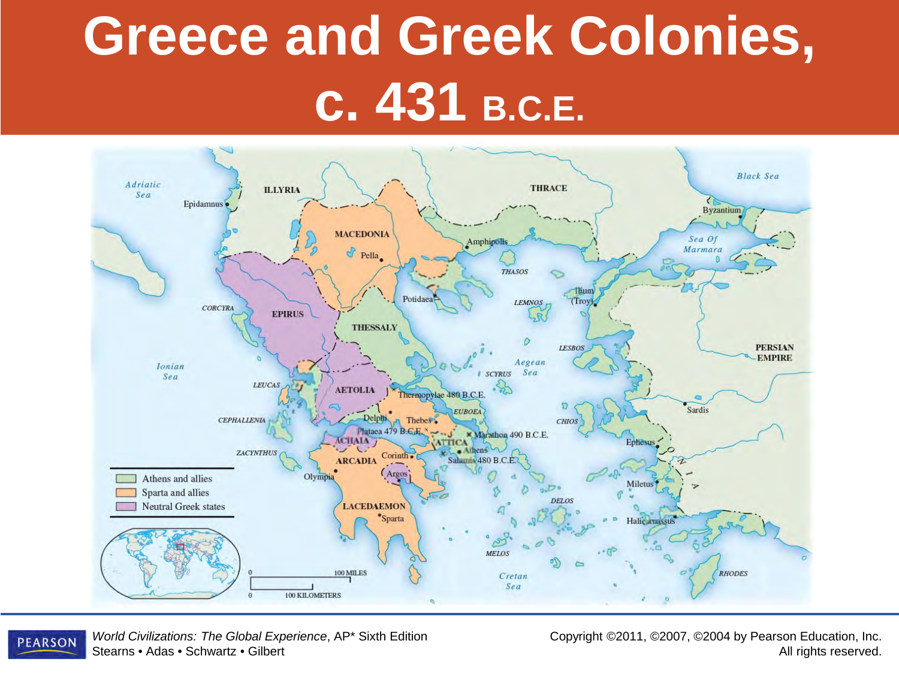# Greece and Greek Colonies, c. 431 B.C.E.

- Athens and allies
- Sparta and allies
- Neutral Greek states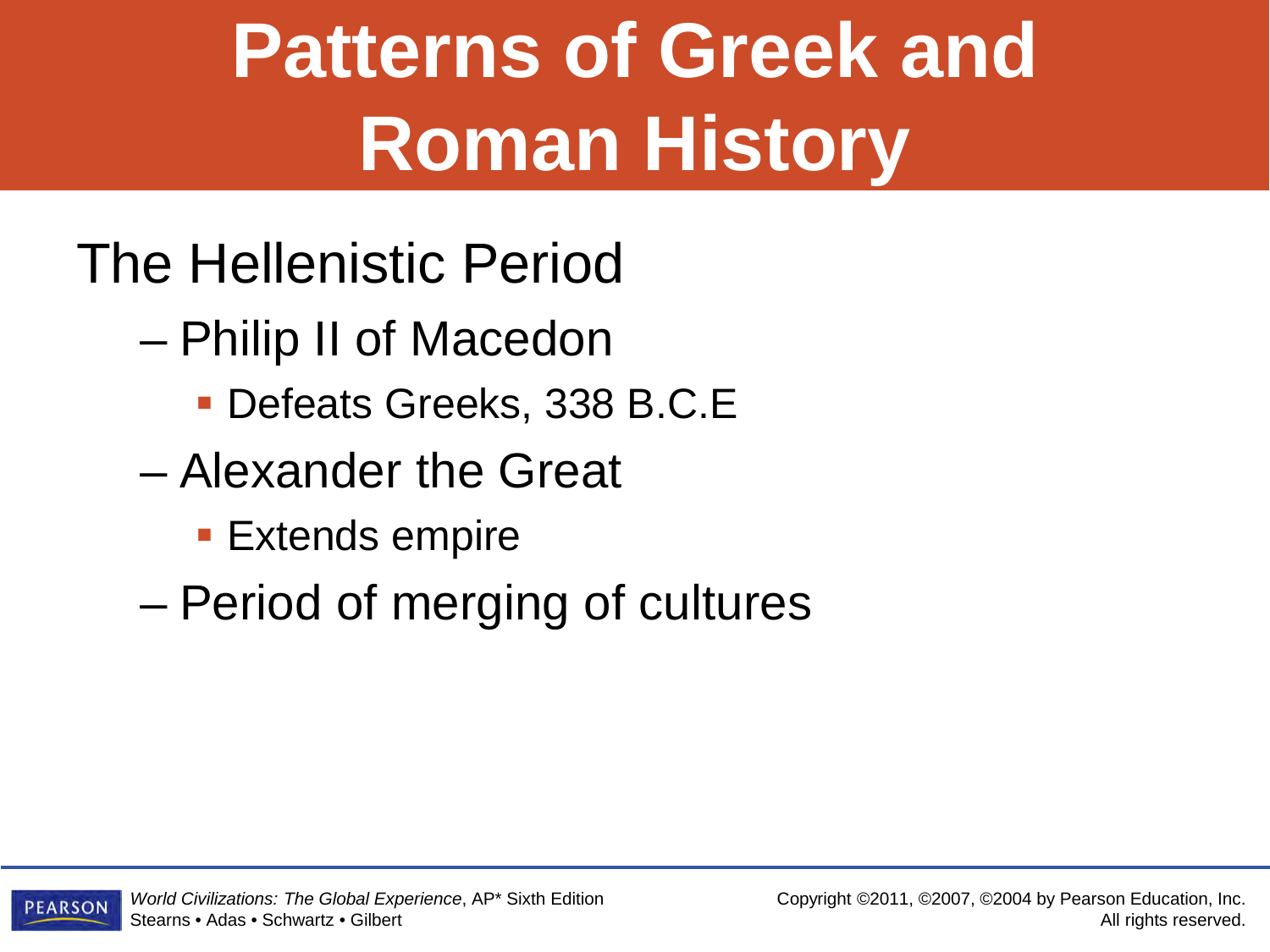# Patterns of Greek and Roman History

- The Hellenistic Period
  - Philip II of Macedon
    - Defeats Greeks, 338 B.C.E
  - Alexander the Great
    - Extends empire
  - Period of merging of cultures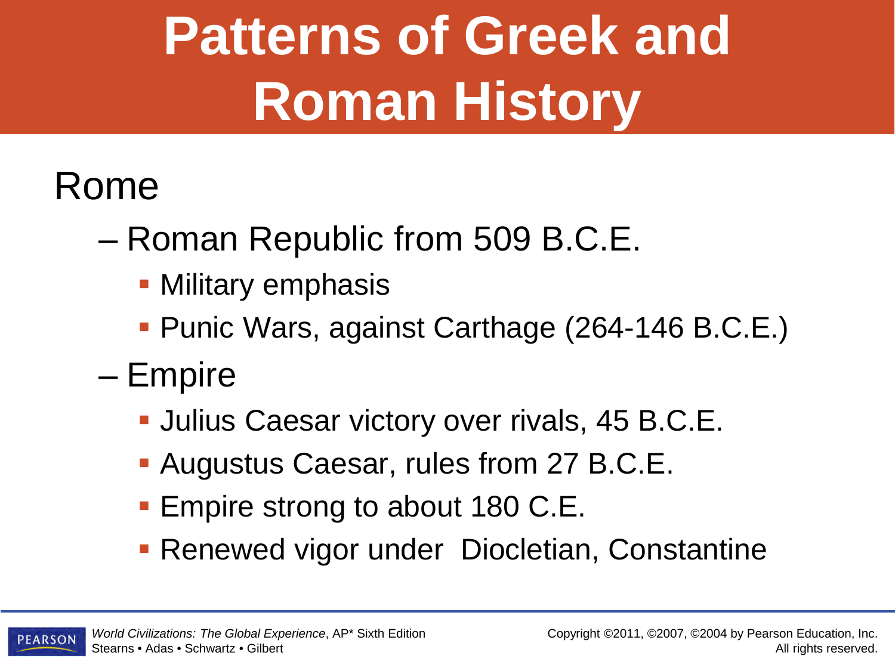# Patterns of Greek and Roman History

## Rome

- Roman Republic from 509 B.C.E.
  - Military emphasis
  - Punic Wars, against Carthage (264-146 B.C.E.)
- Empire
  - Julius Caesar victory over rivals, 45 B.C.E.
  - Augustus Caesar, rules from 27 B.C.E.
  - Empire strong to about 180 C.E.
  - Renewed vigor under Diocletian, Constantine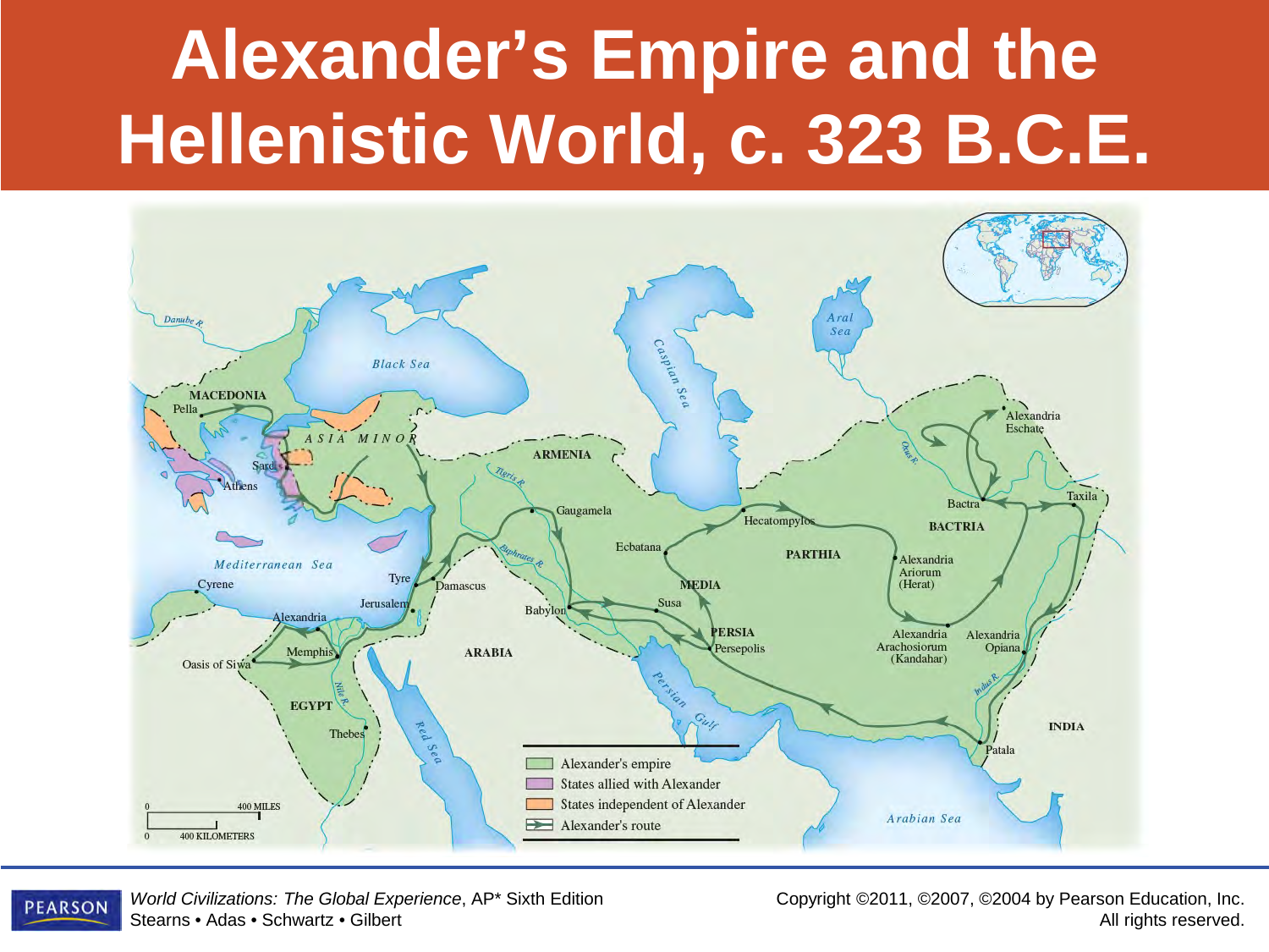# Alexander's Empire and the Hellenistic World, c. 323 B.C.E.

Alexander's empire

States allied with Alexander

States independent of Alexander

Alexander's route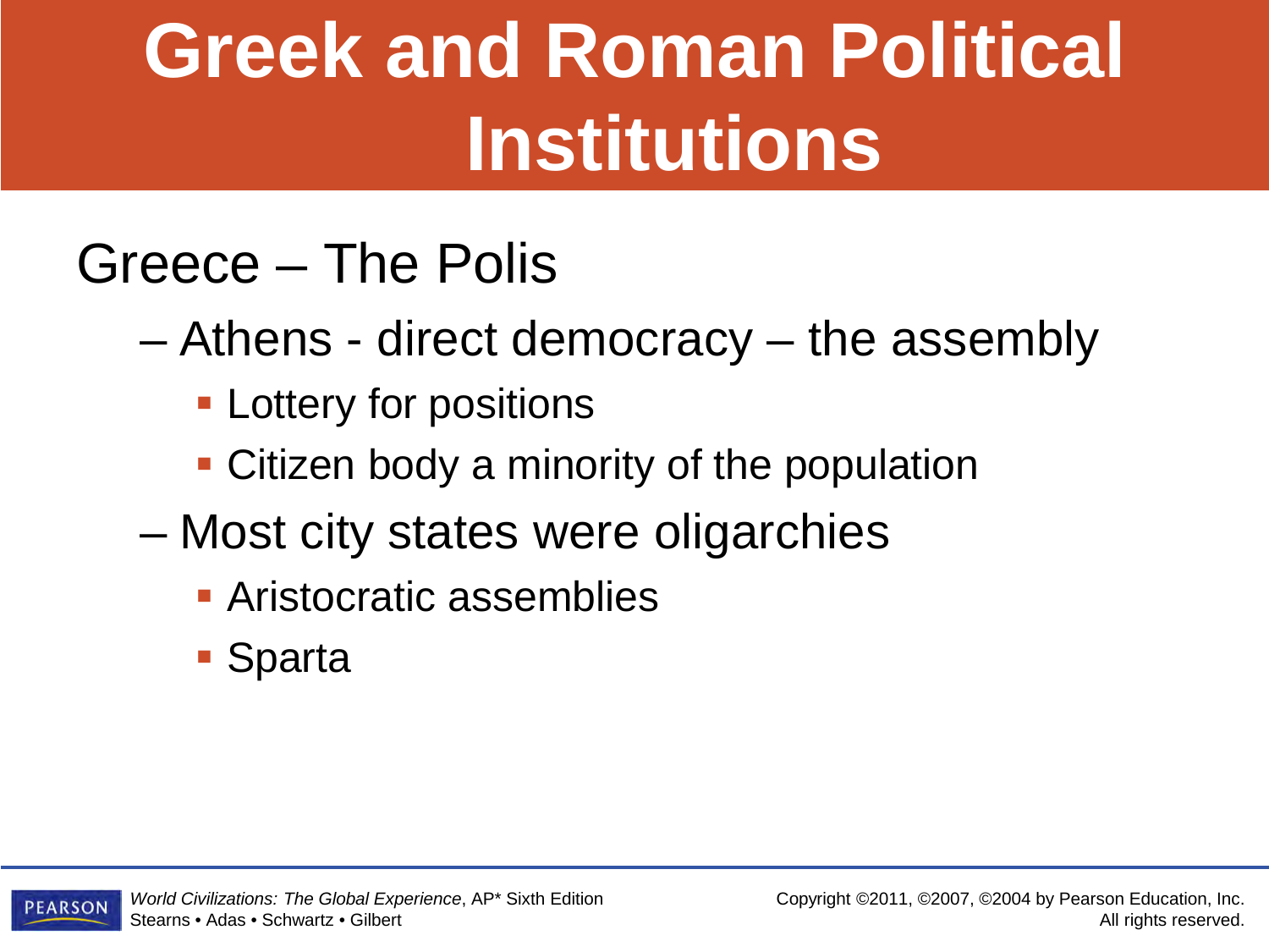# Greek and Roman Political Institutions

- Greece – The Polis
  - Athens - direct democracy – the assembly
    - Lottery for positions
    - Citizen body a minority of the population
  - Most city states were oligarchies
    - Aristocratic assemblies
    - Sparta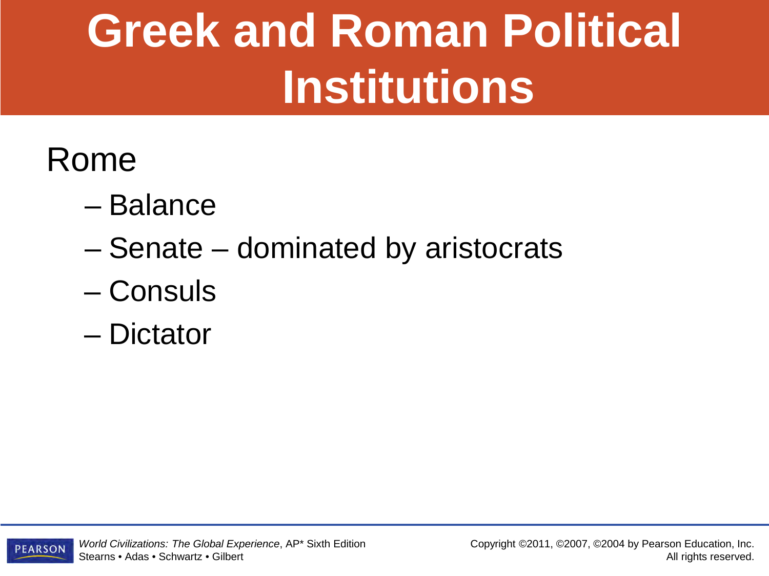# Greek and Roman Political Institutions

Rome

- Balance
- Senate – dominated by aristocrats
- Consuls
- Dictator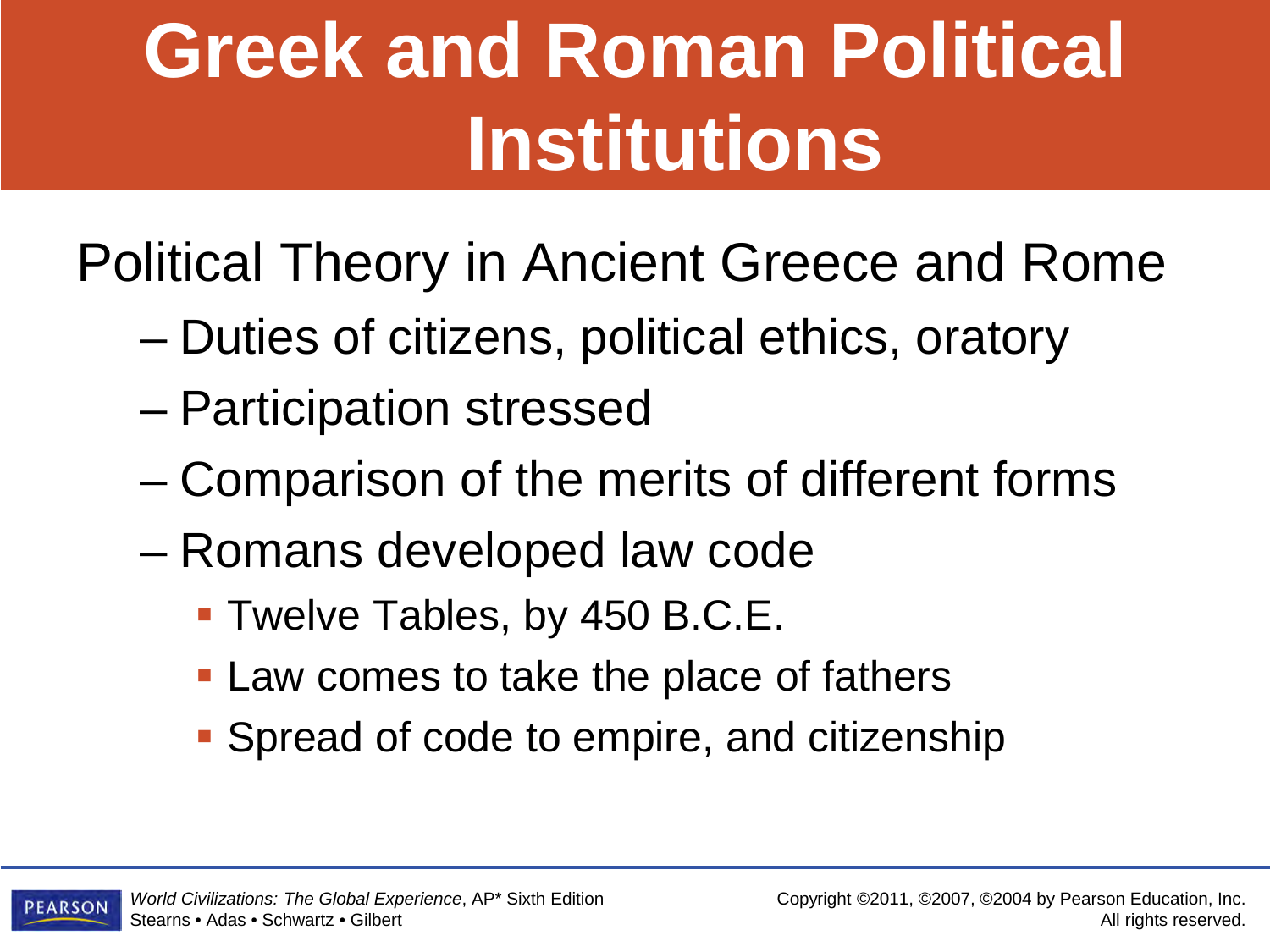# Greek and Roman Political Institutions

Political Theory in Ancient Greece and Rome

- Duties of citizens, political ethics, oratory
- Participation stressed
- Comparison of the merits of different forms
- Romans developed law code
  - Twelve Tables, by 450 B.C.E.
  - Law comes to take the place of fathers
  - Spread of code to empire, and citizenship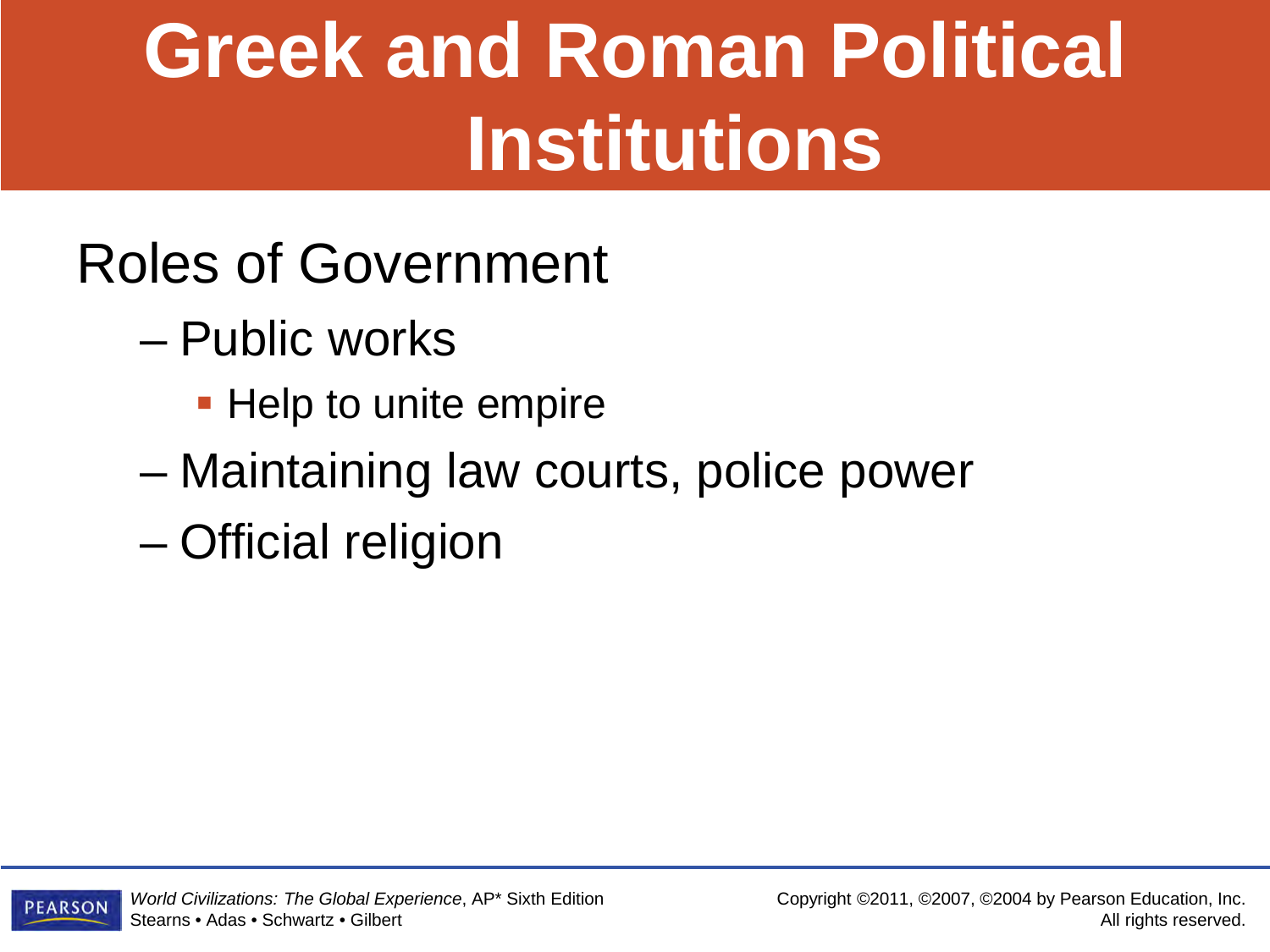# Greek and Roman Political Institutions

Roles of Government

- Public works
  - Help to unite empire
- Maintaining law courts, police power
- Official religion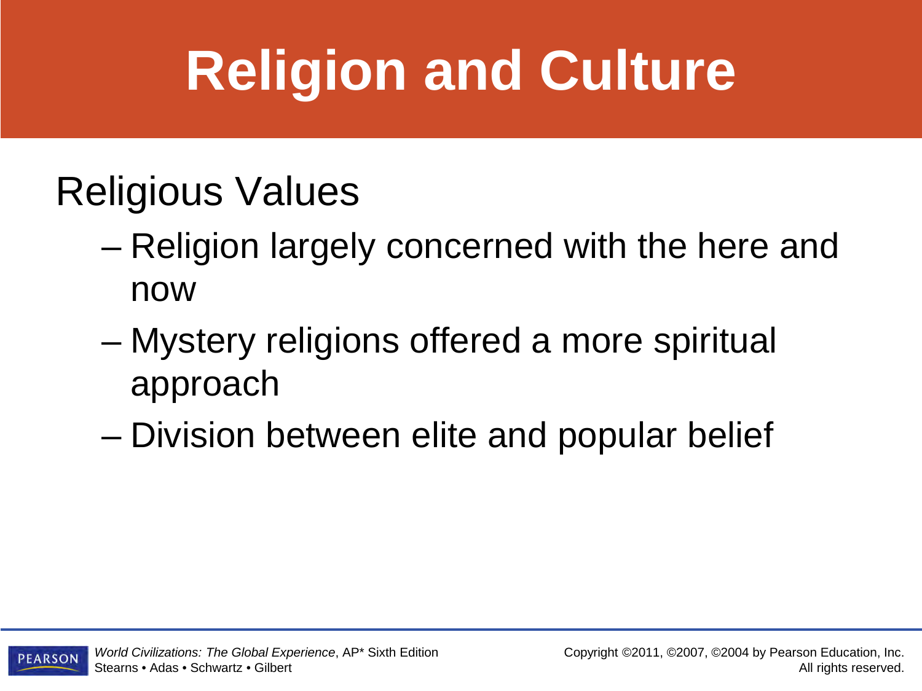# Religion and Culture

## Religious Values

- Religion largely concerned with the here and now
- Mystery religions offered a more spiritual approach
- Division between elite and popular belief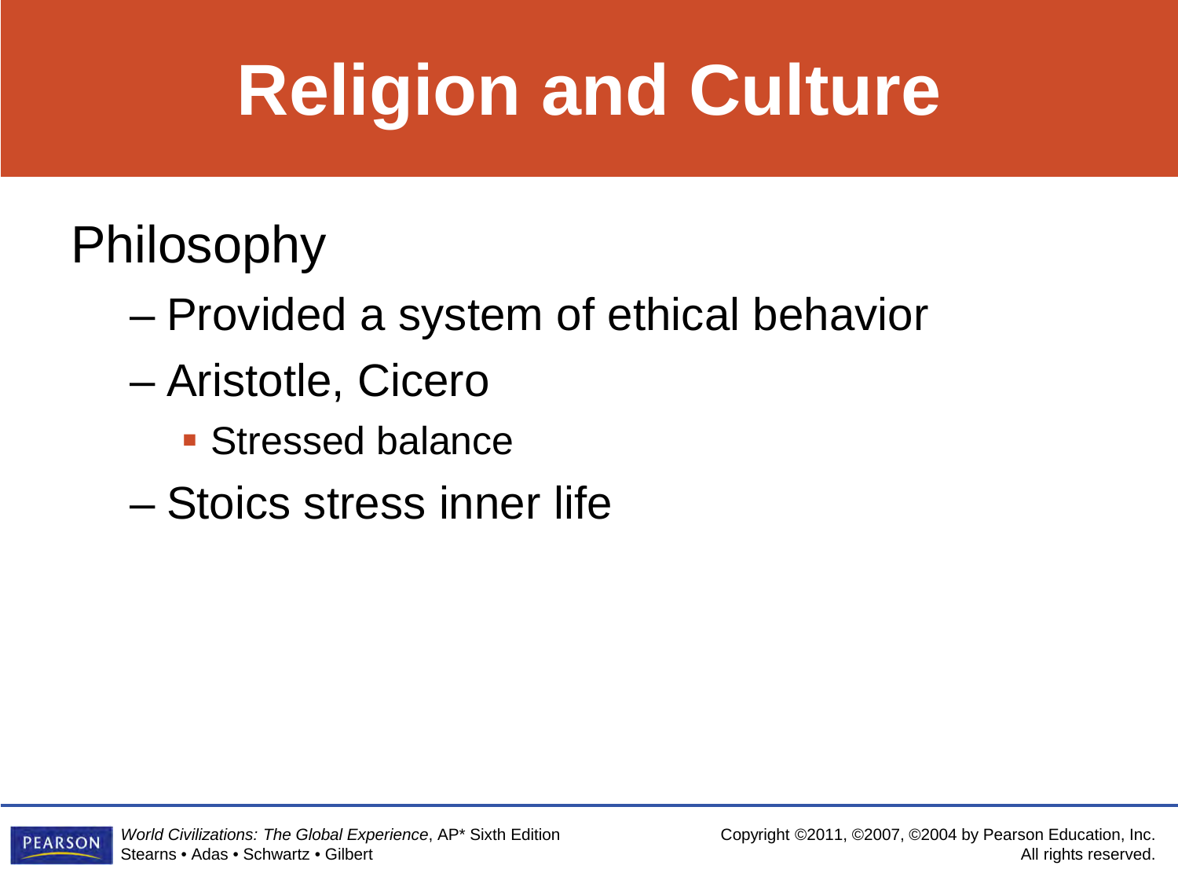# Religion and Culture

Philosophy

- Provided a system of ethical behavior
- Aristotle, Cicero
  - Stressed balance
- Stoics stress inner life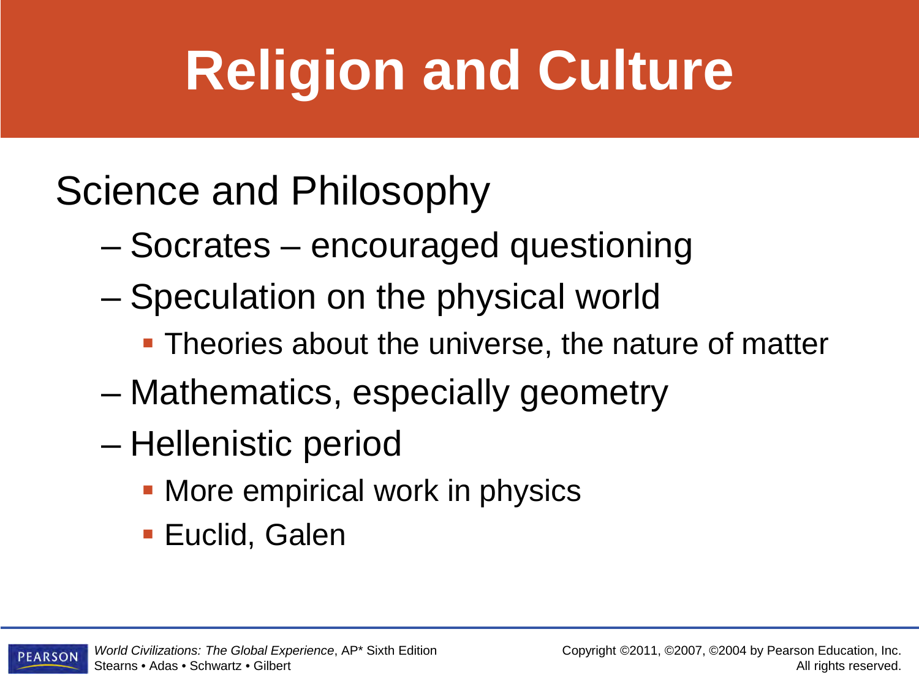# Religion and Culture

Science and Philosophy

- Socrates – encouraged questioning
- Speculation on the physical world
  - Theories about the universe, the nature of matter
- Mathematics, especially geometry
- Hellenistic period
  - More empirical work in physics
  - Euclid, Galen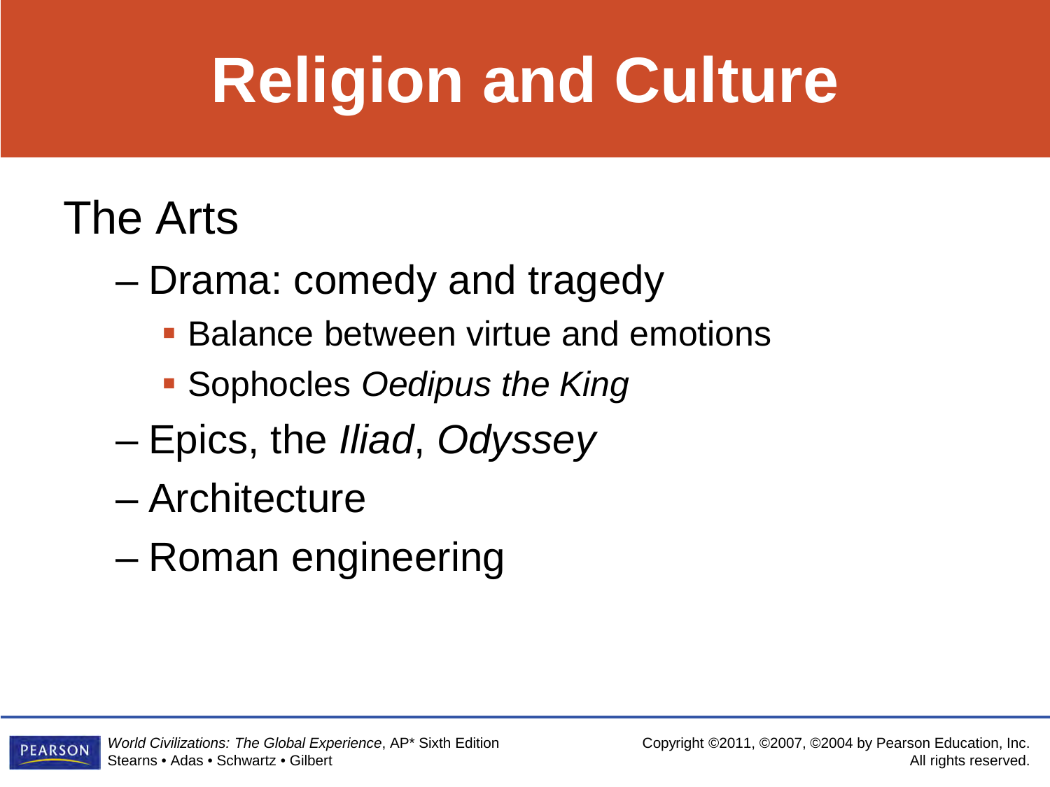# Religion and Culture

The Arts

- Drama: comedy and tragedy
  - Balance between virtue and emotions
  - Sophocles *Oedipus the King*
- Epics, the *Iliad*, *Odyssey*
- Architecture
- Roman engineering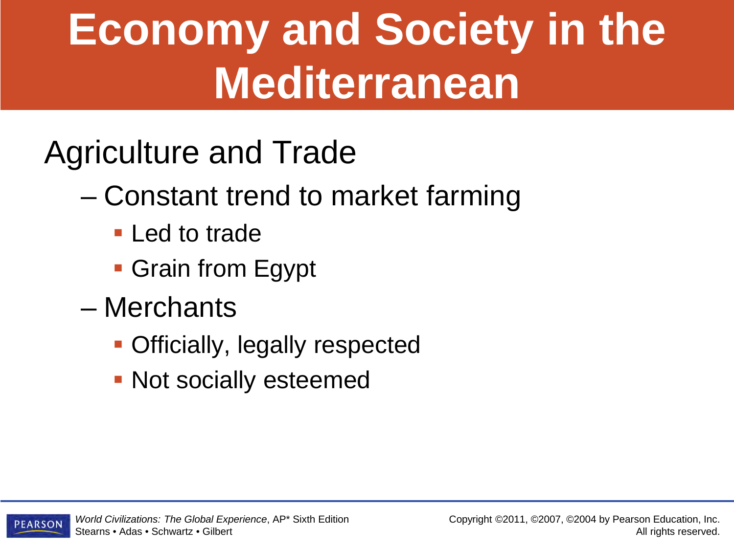# Economy and Society in the Mediterranean

## Agriculture and Trade

- Constant trend to market farming
  - Led to trade
  - Grain from Egypt
- Merchants
  - Officially, legally respected
  - Not socially esteemed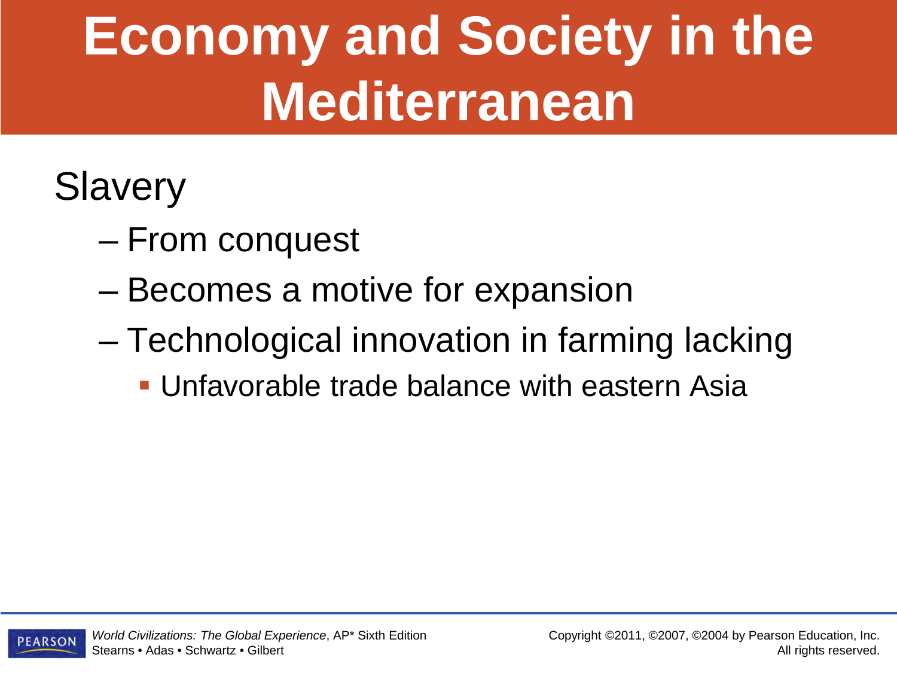# Economy and Society in the Mediterranean

- Slavery
  - From conquest
  - Becomes a motive for expansion
  - Technological innovation in farming lacking
    - Unfavorable trade balance with eastern Asia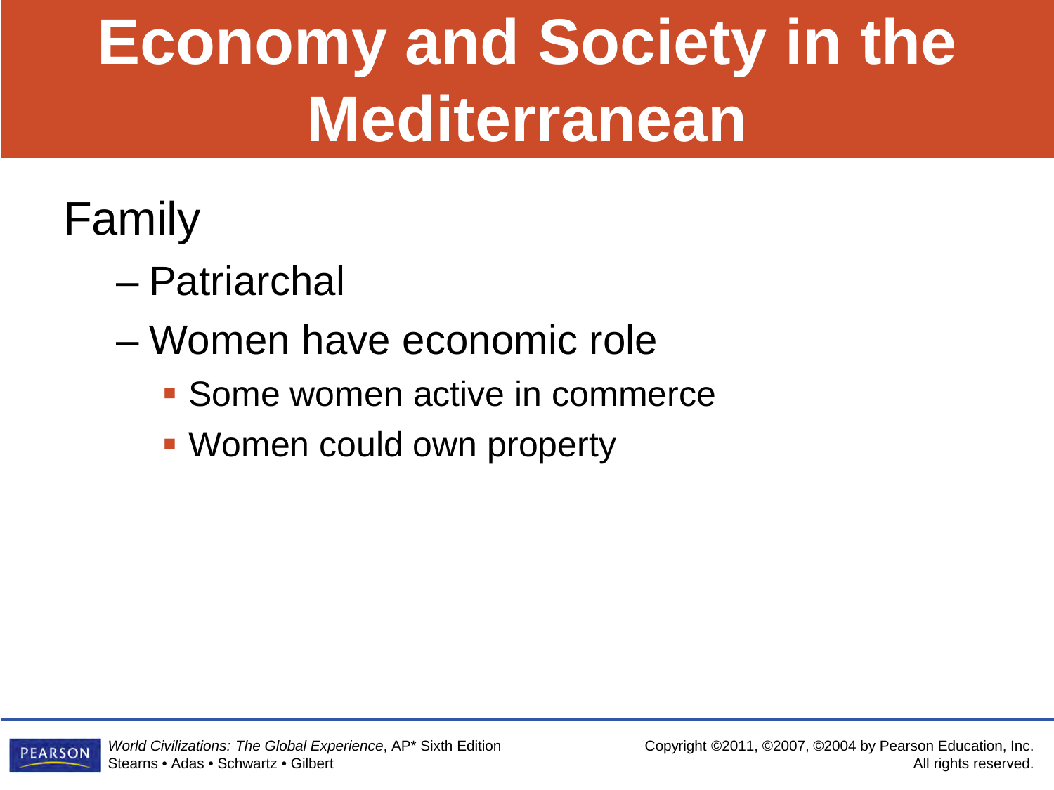# Economy and Society in the Mediterranean

- Family
  - Patriarchal
  - Women have economic role
    - Some women active in commerce
    - Women could own property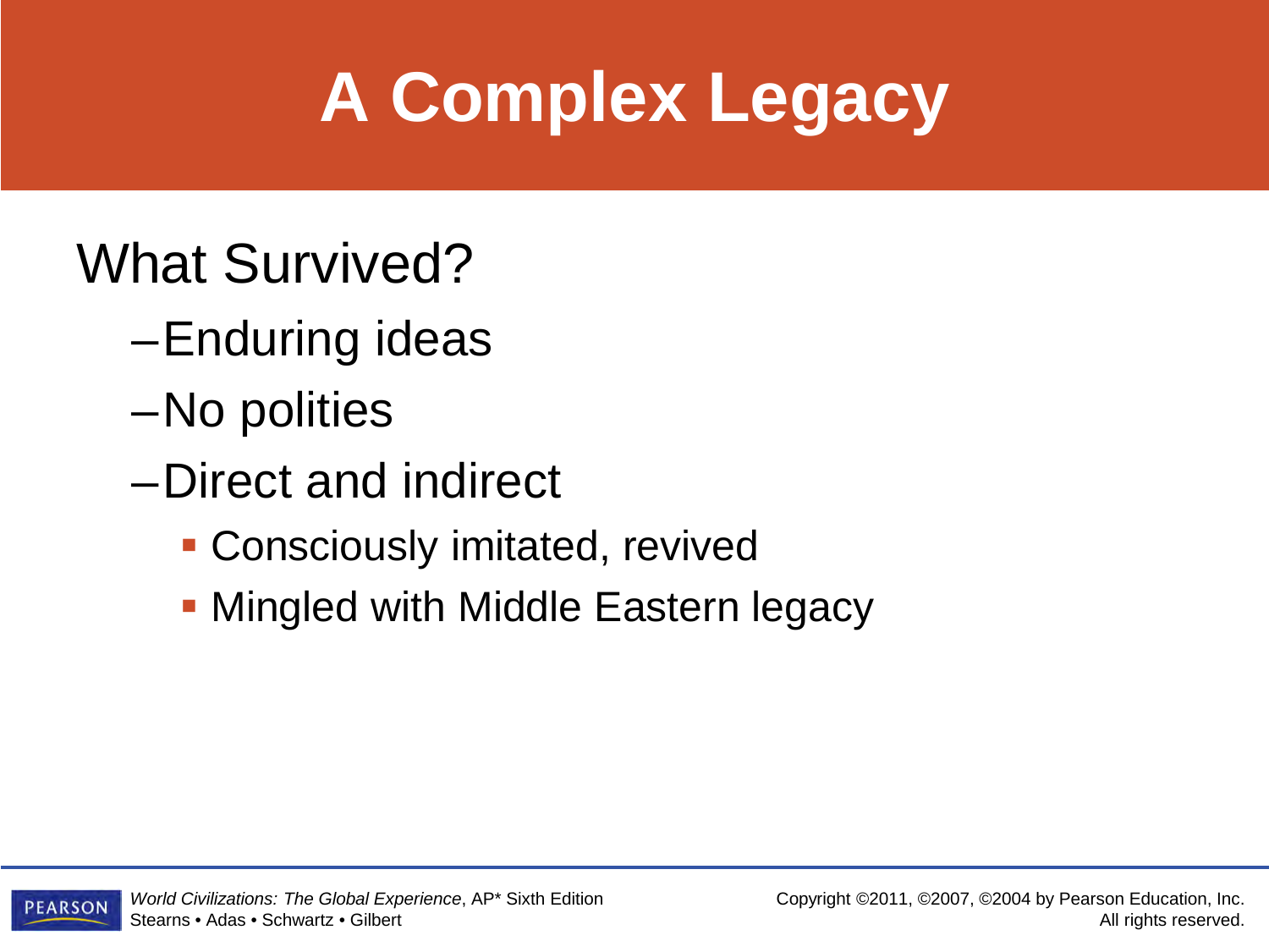# A Complex Legacy

What Survived?

- Enduring ideas
- No polities
- Direct and indirect
  - Consciously imitated, revived
  - Mingled with Middle Eastern legacy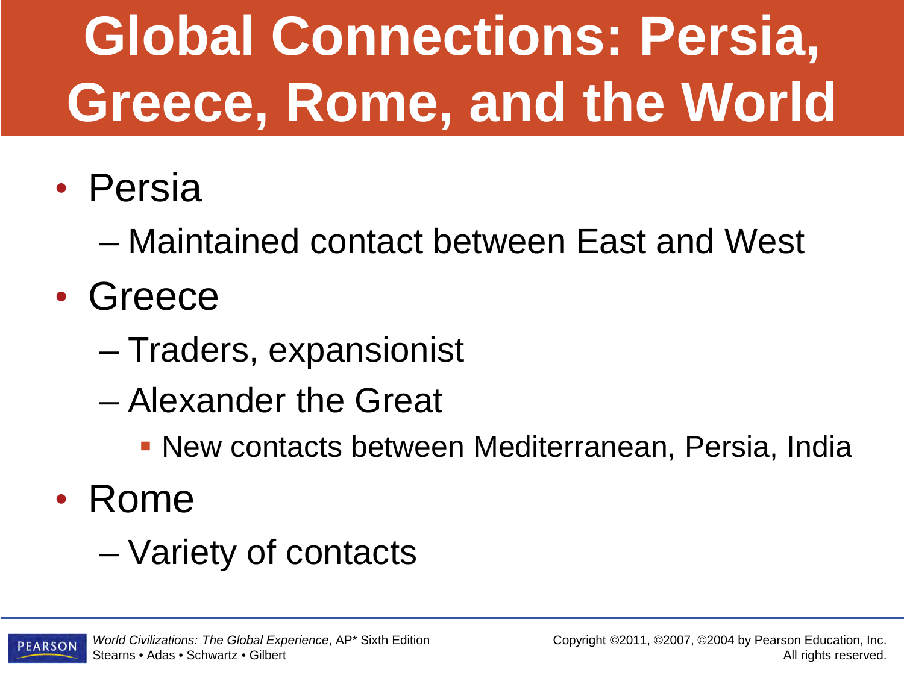# Global Connections: Persia, Greece, Rome, and the World

- Persia
  - Maintained contact between East and West
- Greece
  - Traders, expansionist
  - Alexander the Great
    - New contacts between Mediterranean, Persia, India
- Rome
  - Variety of contacts